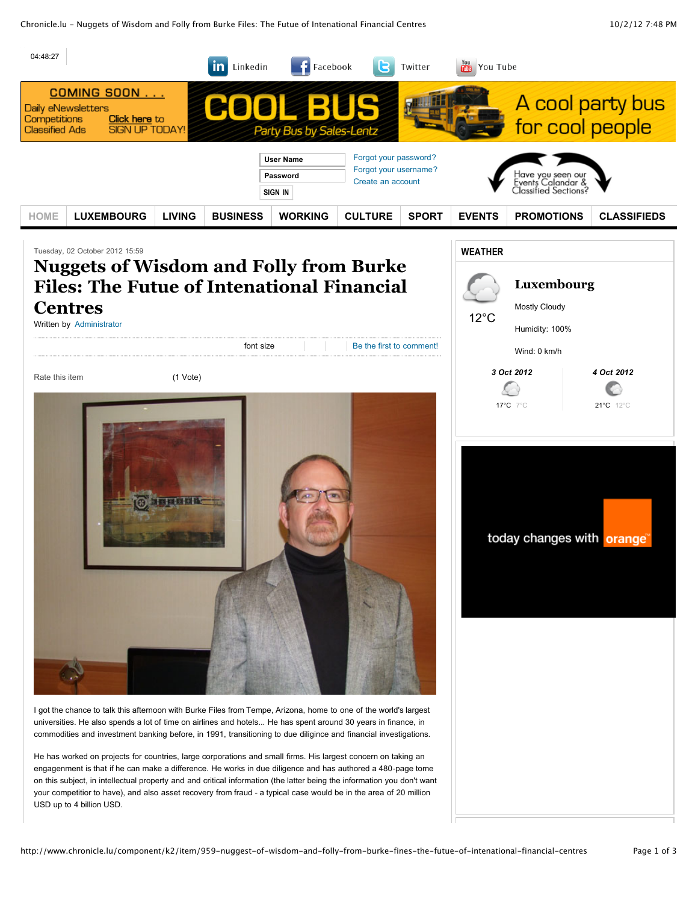Tuesday, 02 October 2012 15:59

# Nuggets of Wisdom and Folly from Burke Files: The Futue of Intenational Financial Centres

Written by Administrator

I got the chance to talk this afternoon with Burke Files from Tempe, Arizona, home to one of the world's largest universities. He also spends a lot of time on airlines and hotels... He has spent around 30 years in finance, in commodities and investment banking before, in 1991, transitioning to due diligence and financial investigations.

He has worked on projects for countries, large corporations and small firms. His largest concern on taking an engagement is that if he can make a difference. He works in due diligence and has authored a 480-page tome on this subject, in intellectual property and and critical information (the latter being the information you don't want your competitior to have), and also asset recovery from fraud - a typical case would be in the area of 20 million USD up to 4 billion USD.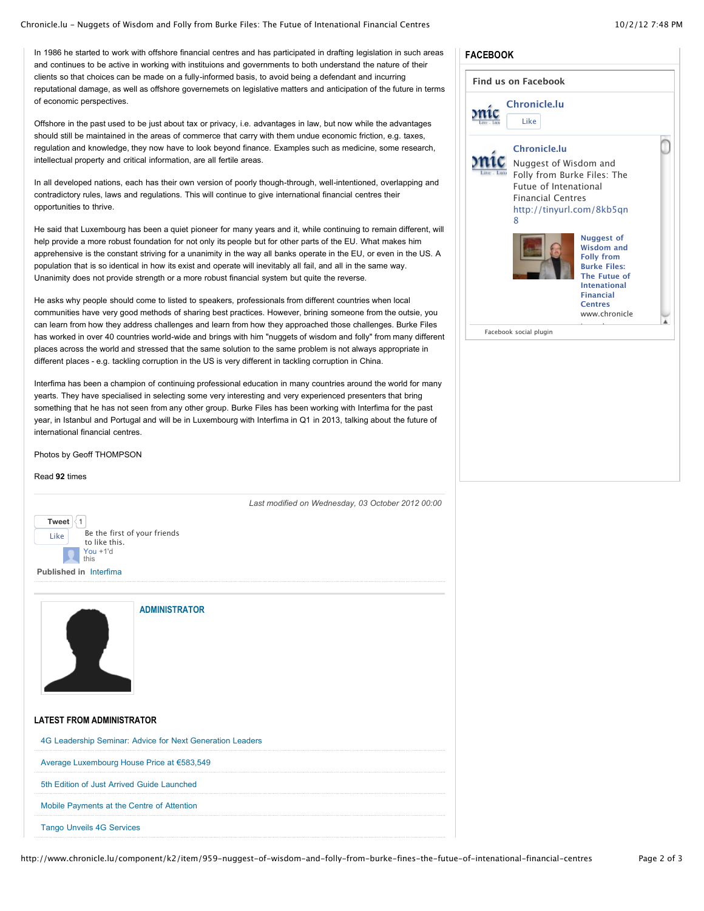In 1986 he started to work with offshore financial centres and has participated in drafting legislation in such areas and continues to be active in working with instituions and governments to both understand the nature of their clients so that choices can be made on a fully-informed basis, to avoid being a defendant and incurring reputational damage, as well as offshore governemets on legislative matters and anticipation of the future in terms of economic perspectives.

Offshore in the past used to be just about tax or privacy, i.e. advantages in law, but now while the advantages should still be maintained in the areas of commerce that carry with them undue economic friction, e.g. taxes, regulation and knowledge, they now have to look beyond finance. Examples such as medicine, some research, intellectual property and critical information, are all fertile areas.

In all developed nations, each has their own version of poorly though-through, well-intentioned, overlapping and contradictory rules, laws and regulations. This will continue to give international financial centres their opportunities to thrive.

He said that Luxembourg has been a quiet pioneer for many years and it, while continuing to remain different, will help provide a more robust foundation for not only its people but for other parts of the EU. What makes him apprehensive is the constant striving for a unanimity in the way all banks operate in the EU, or even in the US. A population that is so identical in how its exist and operate will inevitably all fail, and all in the same way. Unanimity does not provide strength or a more robust financial system but quite the reverse.

He asks why people should come to listed to speakers, professionals from different countries when local communities have very good methods of sharing best practices. However, brining someone from the outsie, you can learn from how they address challenges and learn from how they approached those challenges. Burke Files has worked in over 40 countries world-wide and brings with him "nuggets of wisdom and folly" from many different places across the world and stressed that the same solution to the same problem is not always appropriate in different places - e.g. tackling corruption in the US is very different in tackling corruption in China.

Interfima has been a champion of continuing professional education in many countries around the world for many yearts. They have specialised in selecting some very interesting and very experienced presenters that bring something that he has not seen from any other group. Burke Files has been working with Interfima for the past year, in Istanbul and Portugal and will be in Luxembourg with Interfima in Q1 in 2013, talking about the future of international financial centres.

Photos by Geoff THOMPSON

Read **92** times

*Last modified on Wednesday, 03 October 2012 00:00*

Tweet 1

Like Be the first of your friends to like this.

You +1'd this

**Published in** Interfima

**ADMINISTRATOR**

## LATEST FROM ADMINISTRATOR

- 4G Leadership Seminar: Advice for Next Generation Leaders
- Average Luxembourg House Price at €583,549
- 5th Edition of Just Arrived Guide Launched
- Mobile Payments at the Centre of Attention
- Tango Unveils 4G Services

## FACEBOOK

**Find us on Facebook**

Chronicle.lu

Like

Chronicle.lu

Nuggest of Wisdom and Folly from Burke Files: The Futue of Intenational Financial Centres http://tinyurl.com/8kb5qn8

Nuggest of Wisdom and Folly from Burke Files: The Futue of Intenational Financial Centres

www.chronicle

Facebook social plugin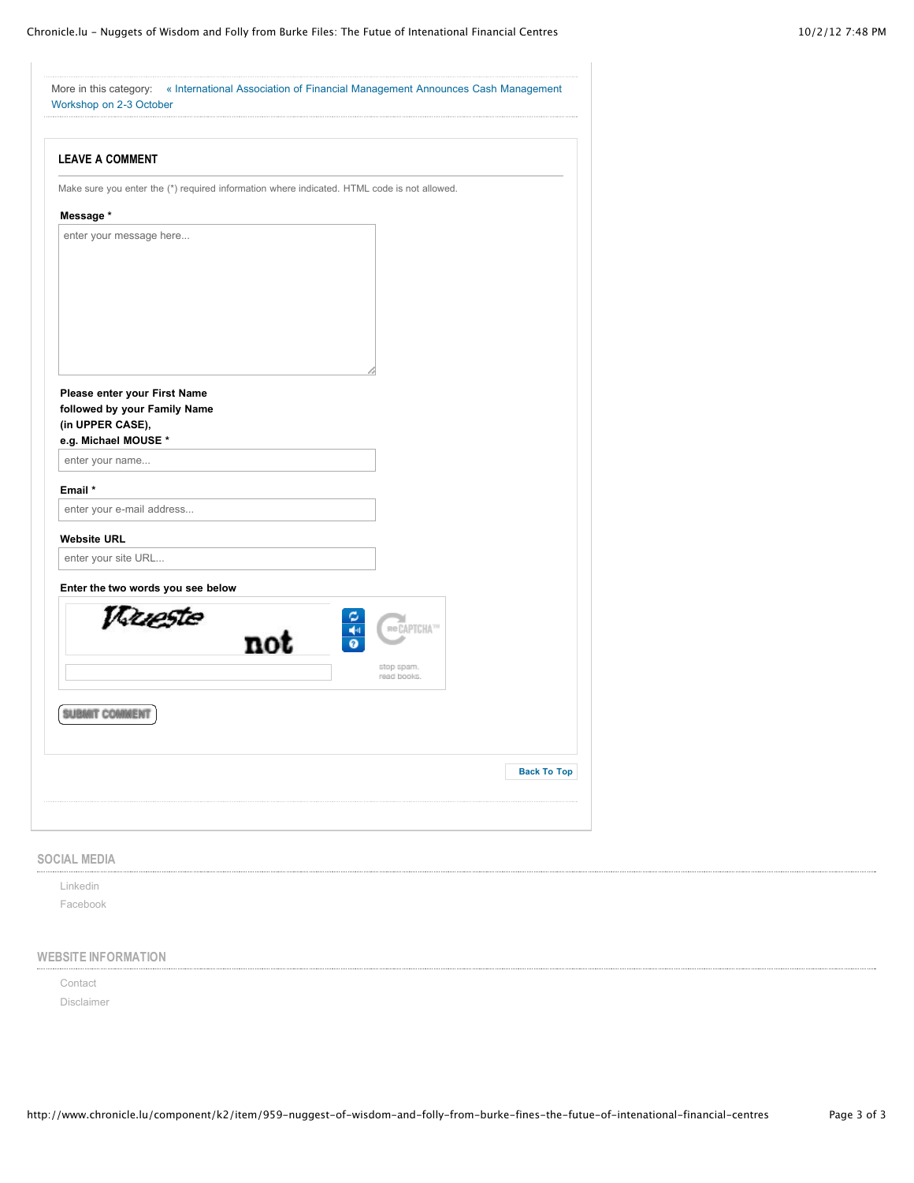More in this category: « International Association of Financial Management Announces Cash Management Workshop on 2-3 October

## LEAVE A COMMENT

Make sure you enter the (*) required information where indicated. HTML code is not allowed.

**Message ***

enter your message here...

**Please enter your First Name followed by your Family Name (in UPPER CASE), e.g. Michael MOUSE ***

enter your name...

**Email ***

enter your e-mail address...

**Website URL**

enter your site URL...

**Enter the two words you see below**

stop spam. read books.

SUBMIT COMMENT

Back To Top

## SOCIAL MEDIA

Linkedin

Facebook

## WEBSITE INFORMATION

Contact

Disclaimer